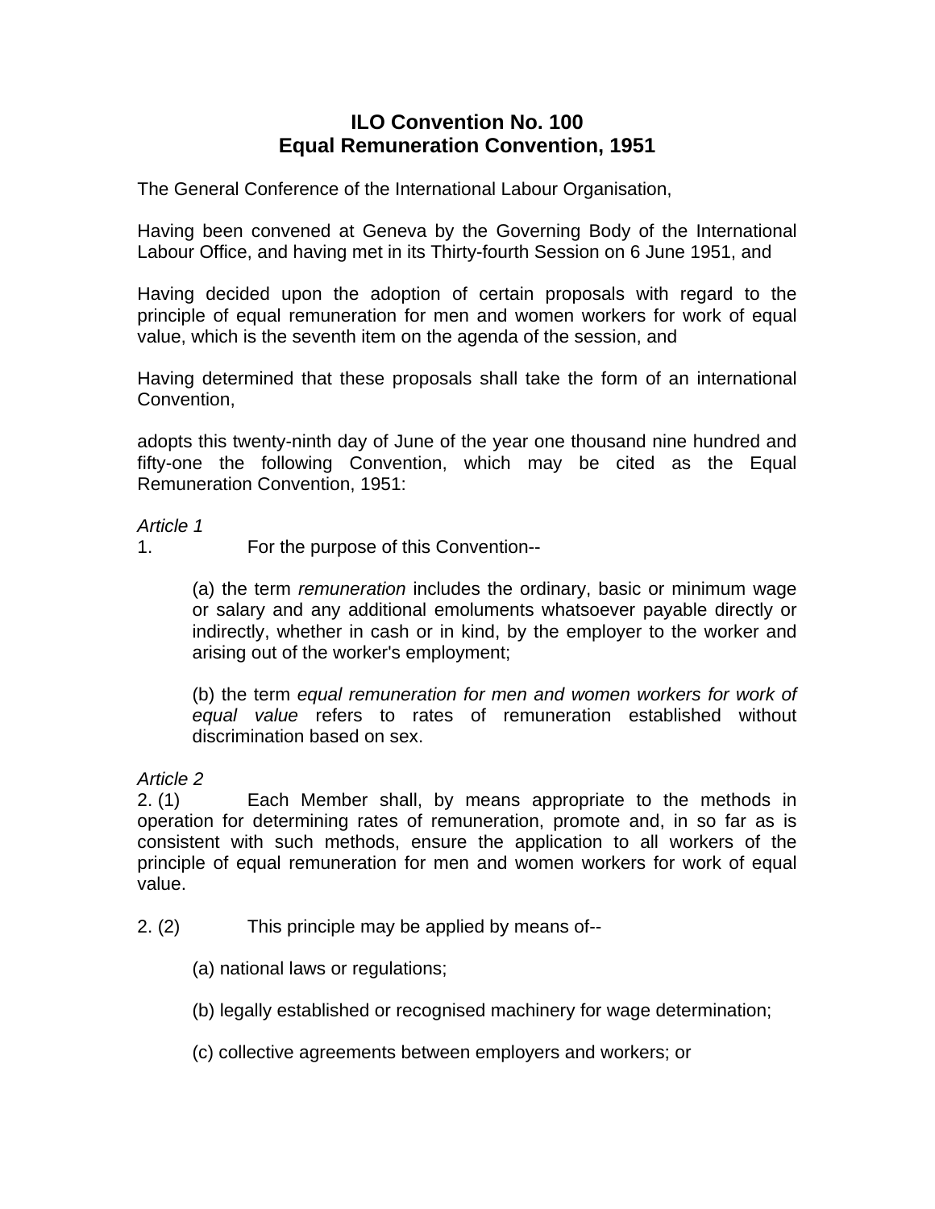# ILO Convention No. 100
# Equal Remuneration Convention, 1951

The General Conference of the International Labour Organisation,

Having been convened at Geneva by the Governing Body of the International Labour Office, and having met in its Thirty-fourth Session on 6 June 1951, and

Having decided upon the adoption of certain proposals with regard to the principle of equal remuneration for men and women workers for work of equal value, which is the seventh item on the agenda of the session, and

Having determined that these proposals shall take the form of an international Convention,

adopts this twenty-ninth day of June of the year one thousand nine hundred and fifty-one the following Convention, which may be cited as the Equal Remuneration Convention, 1951:

*Article 1*

1. For the purpose of this Convention--

> (a) the term *remuneration* includes the ordinary, basic or minimum wage or salary and any additional emoluments whatsoever payable directly or indirectly, whether in cash or in kind, by the employer to the worker and arising out of the worker's employment;
>
> (b) the term *equal remuneration for men and women workers for work of equal value* refers to rates of remuneration established without discrimination based on sex.

*Article 2*

2. (1) Each Member shall, by means appropriate to the methods in operation for determining rates of remuneration, promote and, in so far as is consistent with such methods, ensure the application to all workers of the principle of equal remuneration for men and women workers for work of equal value.

2. (2) This principle may be applied by means of--

> (a) national laws or regulations;
>
> (b) legally established or recognised machinery for wage determination;
>
> (c) collective agreements between employers and workers; or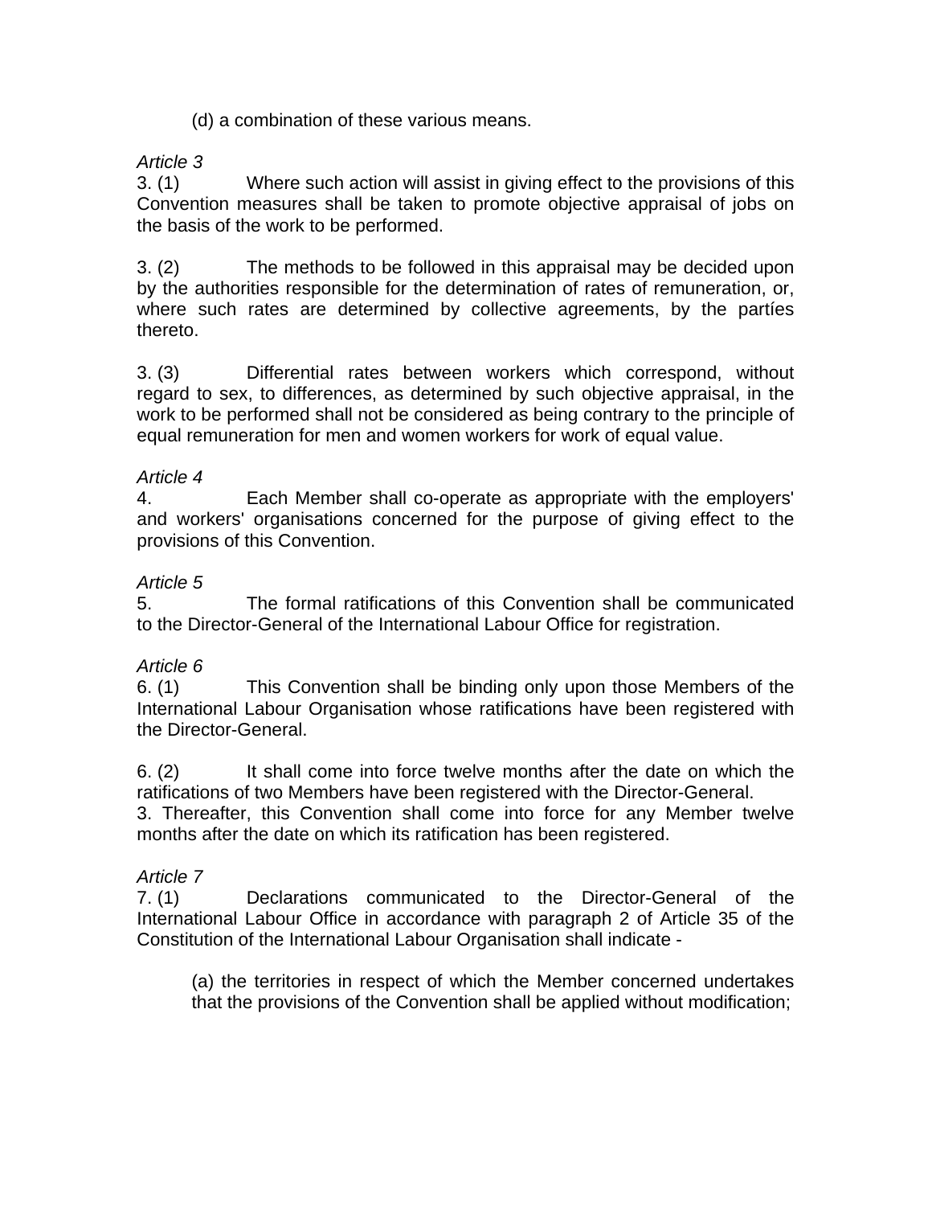(d) a combination of these various means.

*Article 3*

3. (1) Where such action will assist in giving effect to the provisions of this Convention measures shall be taken to promote objective appraisal of jobs on the basis of the work to be performed.

3. (2) The methods to be followed in this appraisal may be decided upon by the authorities responsible for the determination of rates of remuneration, or, where such rates are determined by collective agreements, by the partíes thereto.

3. (3) Differential rates between workers which correspond, without regard to sex, to differences, as determined by such objective appraisal, in the work to be performed shall not be considered as being contrary to the principle of equal remuneration for men and women workers for work of equal value.

*Article 4*

4. Each Member shall co-operate as appropriate with the employers' and workers' organisations concerned for the purpose of giving effect to the provisions of this Convention.

*Article 5*

5. The formal ratifications of this Convention shall be communicated to the Director-General of the International Labour Office for registration.

*Article 6*

6. (1) This Convention shall be binding only upon those Members of the International Labour Organisation whose ratifications have been registered with the Director-General.

6. (2) It shall come into force twelve months after the date on which the ratifications of two Members have been registered with the Director-General.
3. Thereafter, this Convention shall come into force for any Member twelve months after the date on which its ratification has been registered.

*Article 7*

7. (1) Declarations communicated to the Director-General of the International Labour Office in accordance with paragraph 2 of Article 35 of the Constitution of the International Labour Organisation shall indicate -

(a) the territories in respect of which the Member concerned undertakes that the provisions of the Convention shall be applied without modification;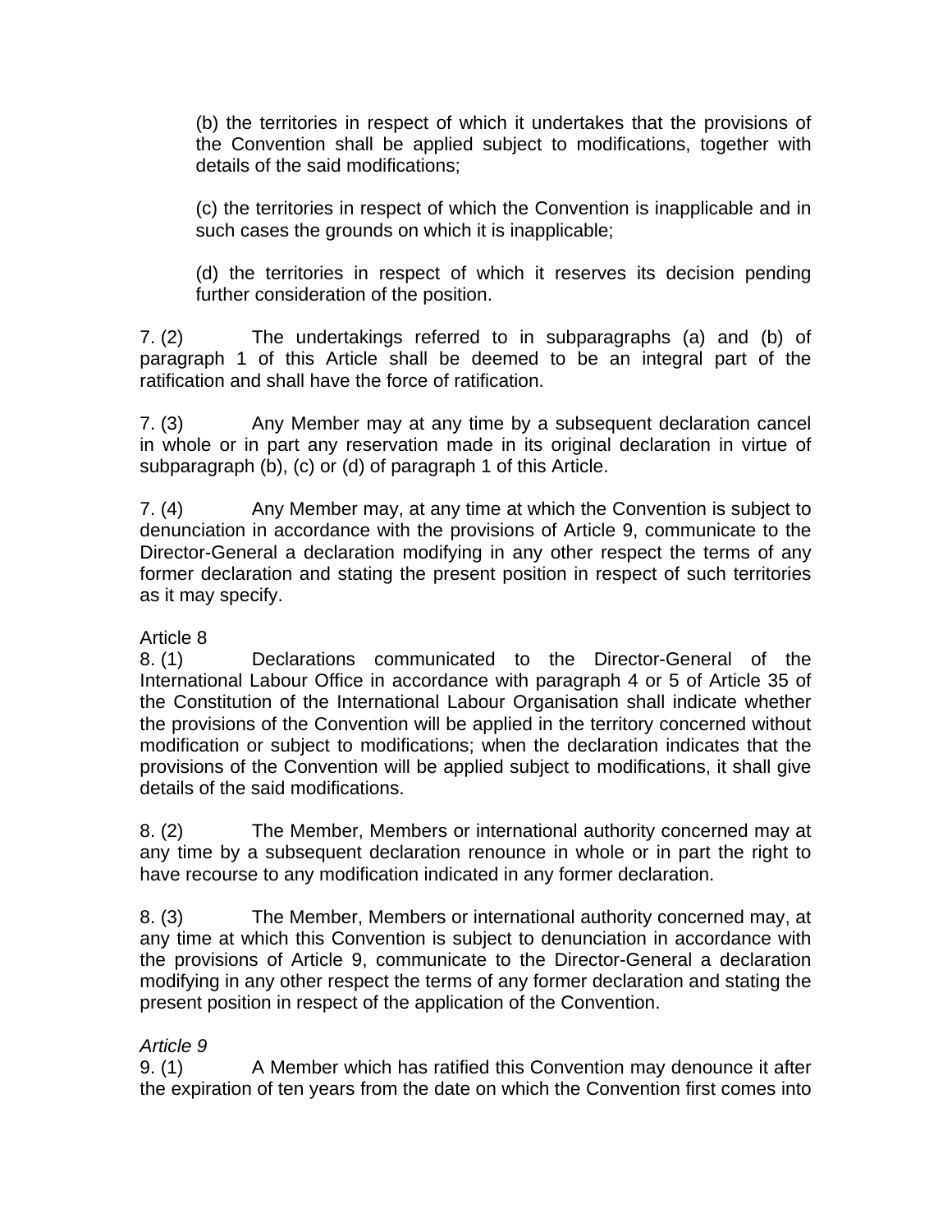(b) the territories in respect of which it undertakes that the provisions of the Convention shall be applied subject to modifications, together with details of the said modifications;

(c) the territories in respect of which the Convention is inapplicable and in such cases the grounds on which it is inapplicable;

(d) the territories in respect of which it reserves its decision pending further consideration of the position.

7. (2) The undertakings referred to in subparagraphs (a) and (b) of paragraph 1 of this Article shall be deemed to be an integral part of the ratification and shall have the force of ratification.

7. (3) Any Member may at any time by a subsequent declaration cancel in whole or in part any reservation made in its original declaration in virtue of subparagraph (b), (c) or (d) of paragraph 1 of this Article.

7. (4) Any Member may, at any time at which the Convention is subject to denunciation in accordance with the provisions of Article 9, communicate to the Director-General a declaration modifying in any other respect the terms of any former declaration and stating the present position in respect of such territories as it may specify.

Article 8

8. (1) Declarations communicated to the Director-General of the International Labour Office in accordance with paragraph 4 or 5 of Article 35 of the Constitution of the International Labour Organisation shall indicate whether the provisions of the Convention will be applied in the territory concerned without modification or subject to modifications; when the declaration indicates that the provisions of the Convention will be applied subject to modifications, it shall give details of the said modifications.

8. (2) The Member, Members or international authority concerned may at any time by a subsequent declaration renounce in whole or in part the right to have recourse to any modification indicated in any former declaration.

8. (3) The Member, Members or international authority concerned may, at any time at which this Convention is subject to denunciation in accordance with the provisions of Article 9, communicate to the Director-General a declaration modifying in any other respect the terms of any former declaration and stating the present position in respect of the application of the Convention.

*Article 9*

9. (1) A Member which has ratified this Convention may denounce it after the expiration of ten years from the date on which the Convention first comes into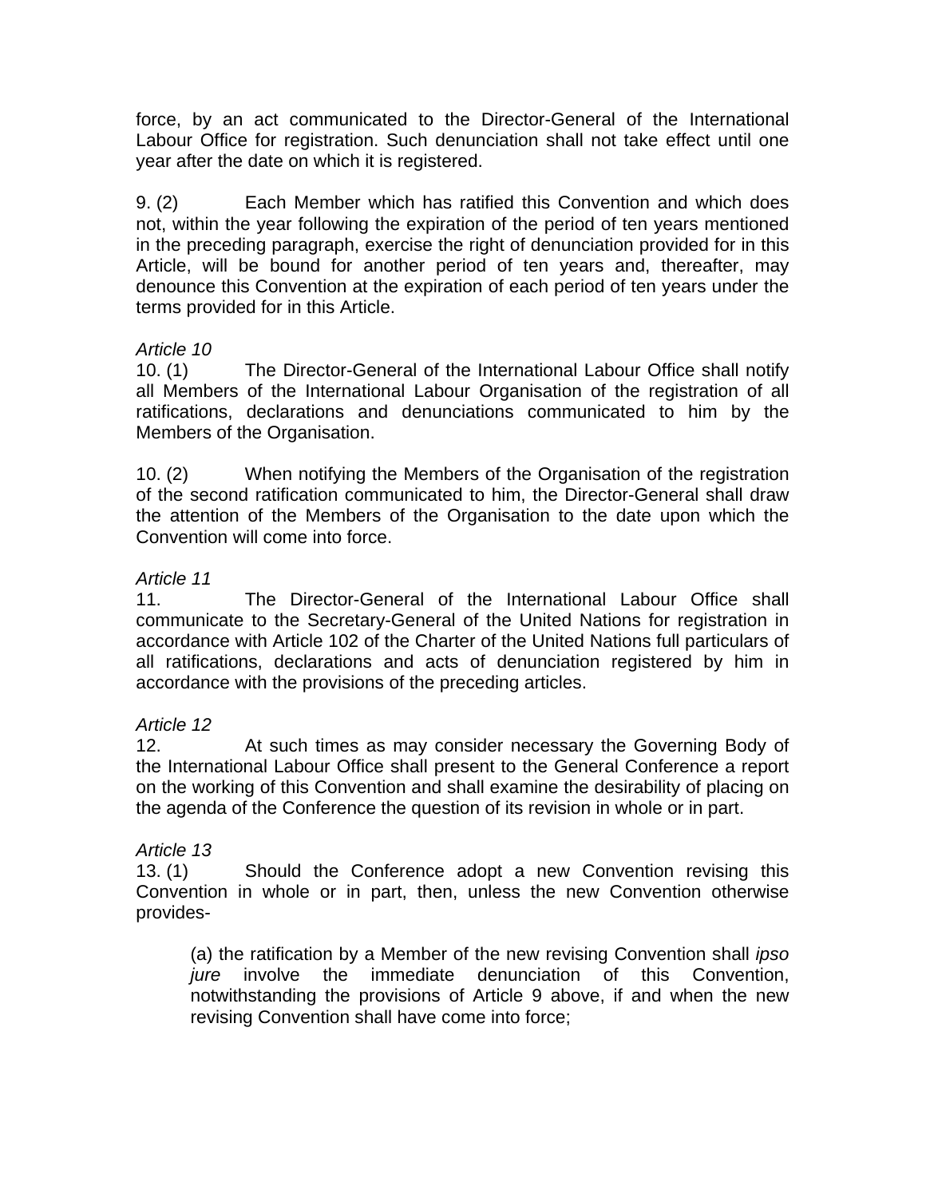force, by an act communicated to the Director-General of the International Labour Office for registration. Such denunciation shall not take effect until one year after the date on which it is registered.

9. (2) Each Member which has ratified this Convention and which does not, within the year following the expiration of the period of ten years mentioned in the preceding paragraph, exercise the right of denunciation provided for in this Article, will be bound for another period of ten years and, thereafter, may denounce this Convention at the expiration of each period of ten years under the terms provided for in this Article.

*Article 10*

10. (1) The Director-General of the International Labour Office shall notify all Members of the International Labour Organisation of the registration of all ratifications, declarations and denunciations communicated to him by the Members of the Organisation.

10. (2) When notifying the Members of the Organisation of the registration of the second ratification communicated to him, the Director-General shall draw the attention of the Members of the Organisation to the date upon which the Convention will come into force.

*Article 11*

11. The Director-General of the International Labour Office shall communicate to the Secretary-General of the United Nations for registration in accordance with Article 102 of the Charter of the United Nations full particulars of all ratifications, declarations and acts of denunciation registered by him in accordance with the provisions of the preceding articles.

*Article 12*

12. At such times as may consider necessary the Governing Body of the International Labour Office shall present to the General Conference a report on the working of this Convention and shall examine the desirability of placing on the agenda of the Conference the question of its revision in whole or in part.

*Article 13*

13. (1) Should the Conference adopt a new Convention revising this Convention in whole or in part, then, unless the new Convention otherwise provides-

> (a) the ratification by a Member of the new revising Convention shall *ipso jure* involve the immediate denunciation of this Convention, notwithstanding the provisions of Article 9 above, if and when the new revising Convention shall have come into force;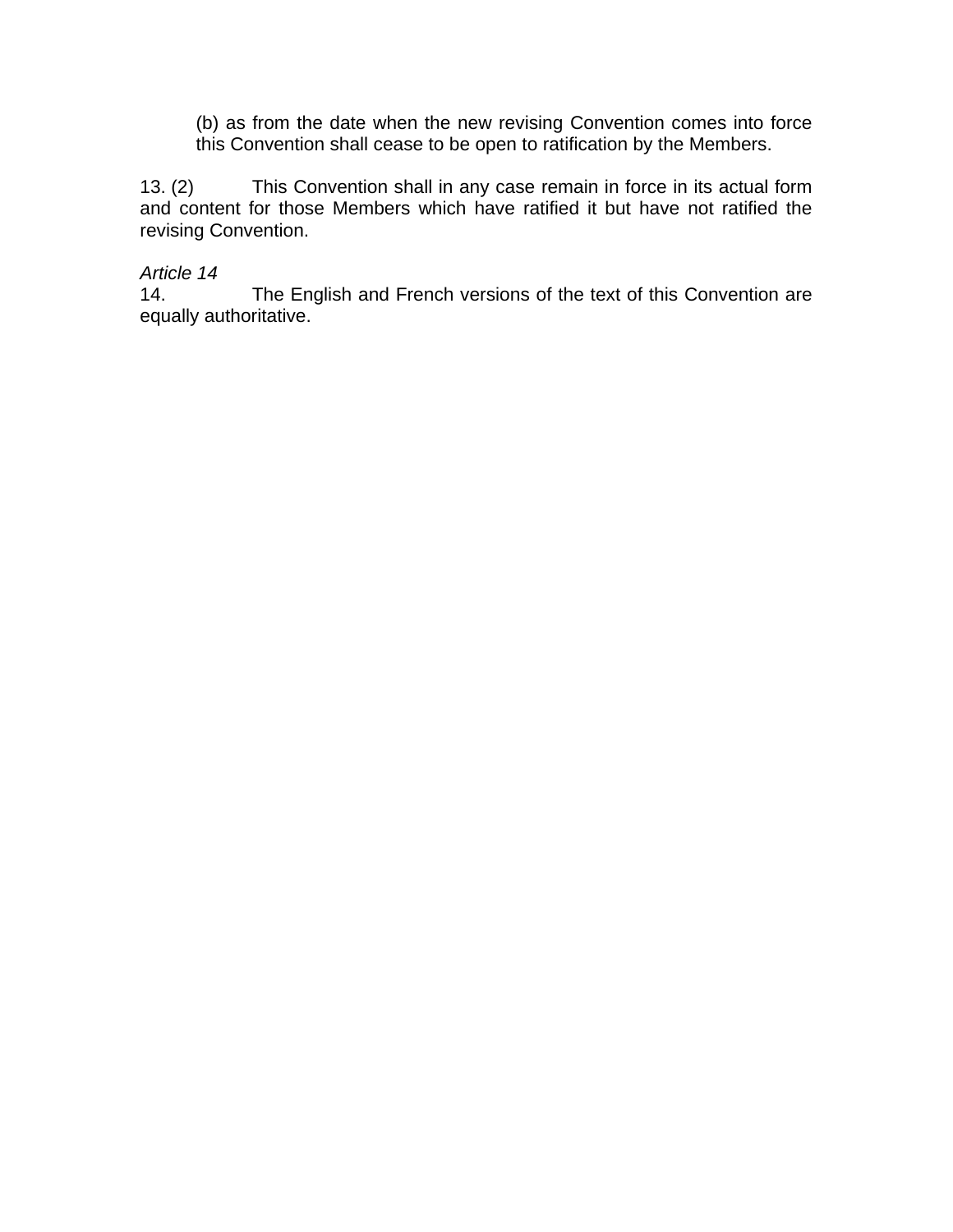(b) as from the date when the new revising Convention comes into force this Convention shall cease to be open to ratification by the Members.

13. (2) This Convention shall in any case remain in force in its actual form and content for those Members which have ratified it but have not ratified the revising Convention.

*Article 14*

14. The English and French versions of the text of this Convention are equally authoritative.